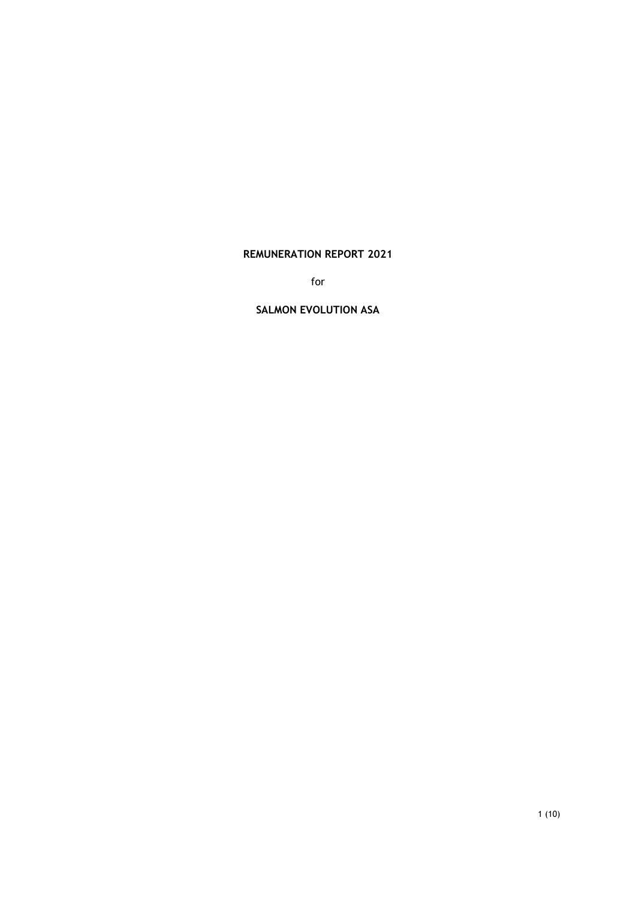**REMUNERATION REPORT 2021**

for

**SALMON EVOLUTION ASA**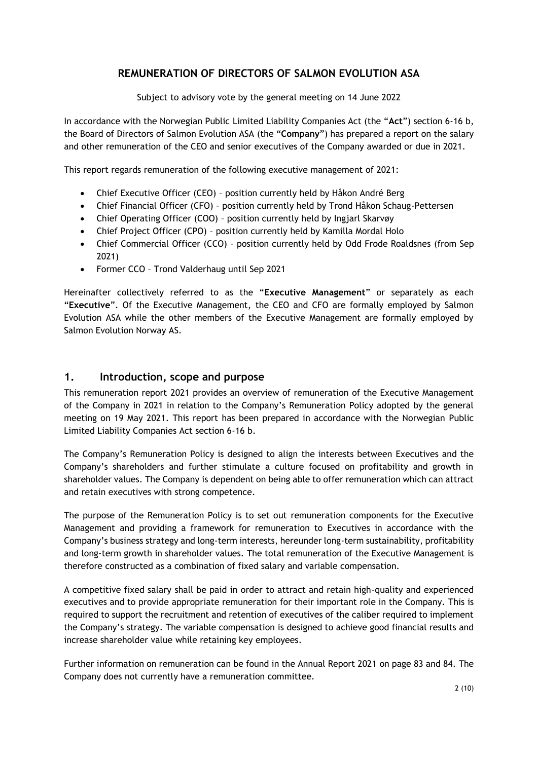# REMUNERATION OF DIRECTORS OF SALMON EVOLUTION ASA

Subject to advisory vote by the general meeting on 14 June 2022

In accordance with the Norwegian Public Limited Liability Companies Act (the "**Act**") section 6-16 b, the Board of Directors of Salmon Evolution ASA (the "**Company**") has prepared a report on the salary and other remuneration of the CEO and senior executives of the Company awarded or due in 2021.

This report regards remuneration of the following executive management of 2021:

- Chief Executive Officer (CEO) – position currently held by Håkon André Berg
- Chief Financial Officer (CFO) – position currently held by Trond Håkon Schaug-Pettersen
- Chief Operating Officer (COO) – position currently held by Ingjarl Skarvøy
- Chief Project Officer (CPO) – position currently held by Kamilla Mordal Holo
- Chief Commercial Officer (CCO) – position currently held by Odd Frode Roaldsnes (from Sep 2021)
- Former CCO – Trond Valderhaug until Sep 2021

Hereinafter collectively referred to as the "**Executive Management**" or separately as each "**Executive**". Of the Executive Management, the CEO and CFO are formally employed by Salmon Evolution ASA while the other members of the Executive Management are formally employed by Salmon Evolution Norway AS.

## 1. Introduction, scope and purpose

This remuneration report 2021 provides an overview of remuneration of the Executive Management of the Company in 2021 in relation to the Company's Remuneration Policy adopted by the general meeting on 19 May 2021. This report has been prepared in accordance with the Norwegian Public Limited Liability Companies Act section 6-16 b.

The Company's Remuneration Policy is designed to align the interests between Executives and the Company's shareholders and further stimulate a culture focused on profitability and growth in shareholder values. The Company is dependent on being able to offer remuneration which can attract and retain executives with strong competence.

The purpose of the Remuneration Policy is to set out remuneration components for the Executive Management and providing a framework for remuneration to Executives in accordance with the Company's business strategy and long-term interests, hereunder long-term sustainability, profitability and long-term growth in shareholder values. The total remuneration of the Executive Management is therefore constructed as a combination of fixed salary and variable compensation.

A competitive fixed salary shall be paid in order to attract and retain high-quality and experienced executives and to provide appropriate remuneration for their important role in the Company. This is required to support the recruitment and retention of executives of the caliber required to implement the Company's strategy. The variable compensation is designed to achieve good financial results and increase shareholder value while retaining key employees.

Further information on remuneration can be found in the Annual Report 2021 on page 83 and 84. The Company does not currently have a remuneration committee.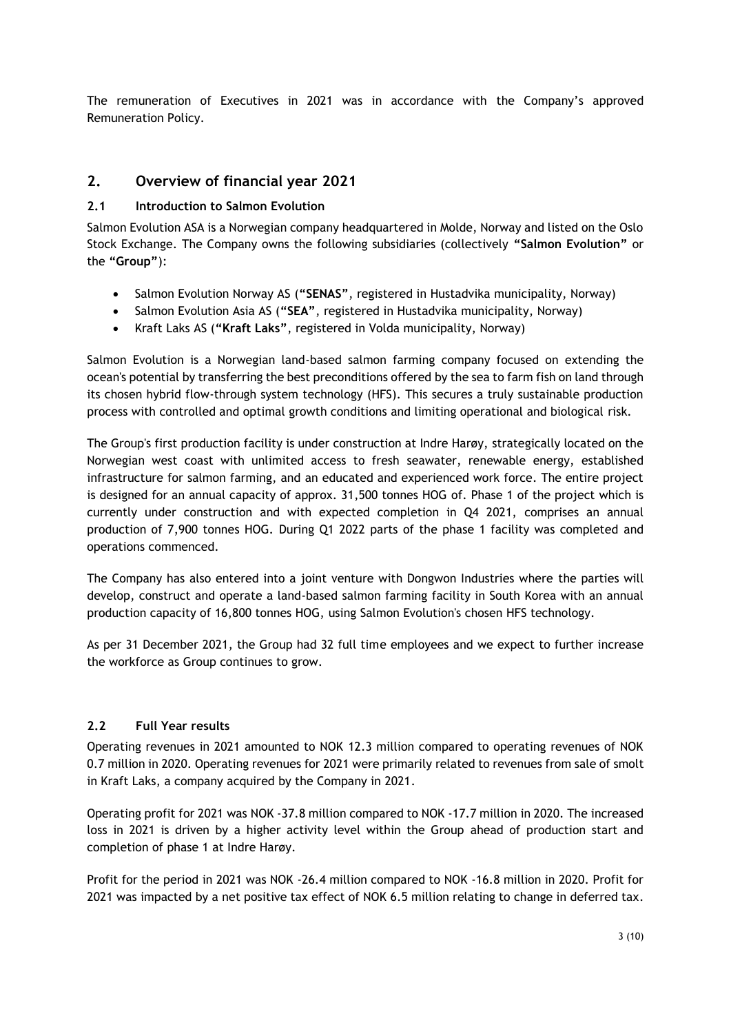The remuneration of Executives in 2021 was in accordance with the Company's approved Remuneration Policy.

## 2. Overview of financial year 2021

### 2.1 Introduction to Salmon Evolution

Salmon Evolution ASA is a Norwegian company headquartered in Molde, Norway and listed on the Oslo Stock Exchange. The Company owns the following subsidiaries (collectively "**Salmon Evolution**" or the "**Group**"):

- Salmon Evolution Norway AS ("**SENAS**", registered in Hustadvika municipality, Norway)
- Salmon Evolution Asia AS ("**SEA**", registered in Hustadvika municipality, Norway)
- Kraft Laks AS ("**Kraft Laks**", registered in Volda municipality, Norway)

Salmon Evolution is a Norwegian land-based salmon farming company focused on extending the ocean's potential by transferring the best preconditions offered by the sea to farm fish on land through its chosen hybrid flow-through system technology (HFS). This secures a truly sustainable production process with controlled and optimal growth conditions and limiting operational and biological risk.

The Group's first production facility is under construction at Indre Harøy, strategically located on the Norwegian west coast with unlimited access to fresh seawater, renewable energy, established infrastructure for salmon farming, and an educated and experienced work force. The entire project is designed for an annual capacity of approx. 31,500 tonnes HOG of. Phase 1 of the project which is currently under construction and with expected completion in Q4 2021, comprises an annual production of 7,900 tonnes HOG. During Q1 2022 parts of the phase 1 facility was completed and operations commenced.

The Company has also entered into a joint venture with Dongwon Industries where the parties will develop, construct and operate a land-based salmon farming facility in South Korea with an annual production capacity of 16,800 tonnes HOG, using Salmon Evolution's chosen HFS technology.

As per 31 December 2021, the Group had 32 full time employees and we expect to further increase the workforce as Group continues to grow.

### 2.2 Full Year results

Operating revenues in 2021 amounted to NOK 12.3 million compared to operating revenues of NOK 0.7 million in 2020. Operating revenues for 2021 were primarily related to revenues from sale of smolt in Kraft Laks, a company acquired by the Company in 2021.

Operating profit for 2021 was NOK -37.8 million compared to NOK -17.7 million in 2020. The increased loss in 2021 is driven by a higher activity level within the Group ahead of production start and completion of phase 1 at Indre Harøy.

Profit for the period in 2021 was NOK -26.4 million compared to NOK -16.8 million in 2020. Profit for 2021 was impacted by a net positive tax effect of NOK 6.5 million relating to change in deferred tax.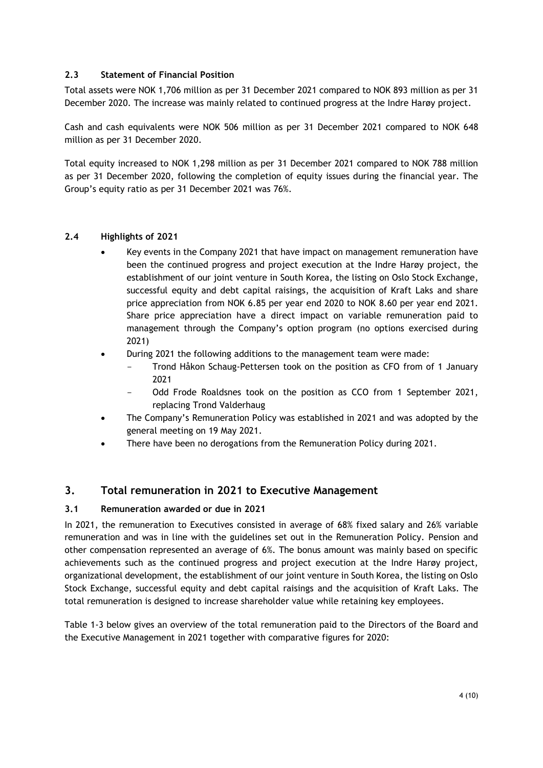### 2.3 Statement of Financial Position

Total assets were NOK 1,706 million as per 31 December 2021 compared to NOK 893 million as per 31 December 2020. The increase was mainly related to continued progress at the Indre Harøy project.

Cash and cash equivalents were NOK 506 million as per 31 December 2021 compared to NOK 648 million as per 31 December 2020.

Total equity increased to NOK 1,298 million as per 31 December 2021 compared to NOK 788 million as per 31 December 2020, following the completion of equity issues during the financial year. The Group's equity ratio as per 31 December 2021 was 76%.

### 2.4 Highlights of 2021

- Key events in the Company 2021 that have impact on management remuneration have been the continued progress and project execution at the Indre Harøy project, the establishment of our joint venture in South Korea, the listing on Oslo Stock Exchange, successful equity and debt capital raisings, the acquisition of Kraft Laks and share price appreciation from NOK 6.85 per year end 2020 to NOK 8.60 per year end 2021. Share price appreciation have a direct impact on variable remuneration paid to management through the Company's option program (no options exercised during 2021)
- During 2021 the following additions to the management team were made:
  - Trond Håkon Schaug-Pettersen took on the position as CFO from of 1 January 2021
  - Odd Frode Roaldsnes took on the position as CCO from 1 September 2021, replacing Trond Valderhaug
- The Company's Remuneration Policy was established in 2021 and was adopted by the general meeting on 19 May 2021.
- There have been no derogations from the Remuneration Policy during 2021.

## 3. Total remuneration in 2021 to Executive Management

### 3.1 Remuneration awarded or due in 2021

In 2021, the remuneration to Executives consisted in average of 68% fixed salary and 26% variable remuneration and was in line with the guidelines set out in the Remuneration Policy. Pension and other compensation represented an average of 6%. The bonus amount was mainly based on specific achievements such as the continued progress and project execution at the Indre Harøy project, organizational development, the establishment of our joint venture in South Korea, the listing on Oslo Stock Exchange, successful equity and debt capital raisings and the acquisition of Kraft Laks. The total remuneration is designed to increase shareholder value while retaining key employees.

Table 1-3 below gives an overview of the total remuneration paid to the Directors of the Board and the Executive Management in 2021 together with comparative figures for 2020: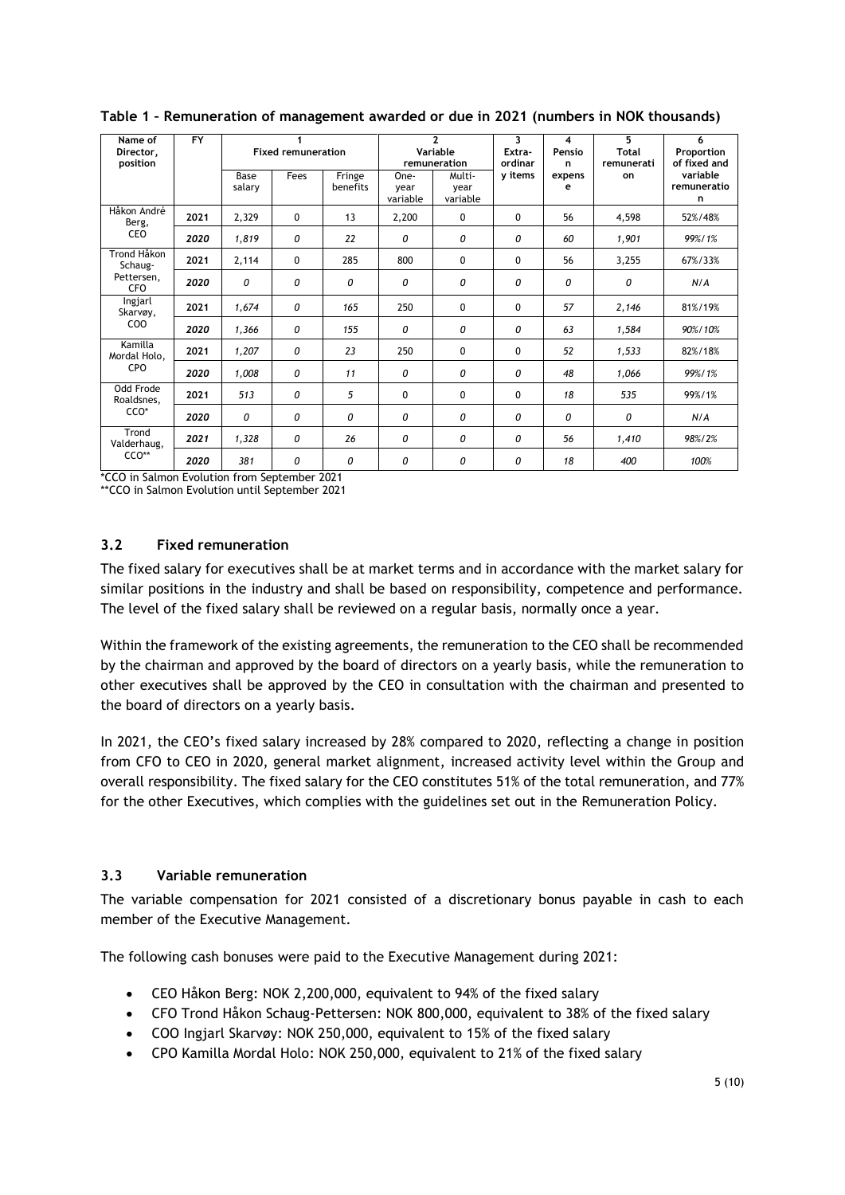**Table 1 – Remuneration of management awarded or due in 2021 (numbers in NOK thousands)**

| Name of Director, position | FY | 1 Fixed remuneration | | | 2 Variable remuneration | | 3 Extra-ordinary items | 4 Pension expense | 5 Total remuneration | 6 Proportion of fixed and variable remuneration |
|---|---|---|---|---|---|---|---|---|---|---|
| | | Base salary | Fees | Fringe benefits | One-year variable | Multi-year variable | | | | |
| Håkon André Berg, CEO | 2021 | 2,329 | 0 | 13 | 2,200 | 0 | 0 | 56 | 4,598 | 52%/48% |
| | *2020* | *1,819* | *0* | *22* | *0* | *0* | *0* | *60* | *1,901* | *99%/1%* |
| Trond Håkon Schaug-Pettersen, CFO | 2021 | 2,114 | 0 | 285 | 800 | 0 | 0 | 56 | 3,255 | 67%/33% |
| | *2020* | *0* | *0* | *0* | *0* | *0* | *0* | *0* | *0* | *N/A* |
| Ingjarl Skarvøy, COO | 2021 | *1,674* | *0* | *165* | 250 | 0 | 0 | *57* | *2,146* | *81%/19%* |
| | *2020* | *1,366* | *0* | *155* | *0* | *0* | *0* | *63* | *1,584* | *90%/10%* |
| Kamilla Mordal Holo, CPO | 2021 | *1,207* | *0* | *23* | 250 | 0 | 0 | *52* | *1,533* | *82%/18%* |
| | *2020* | *1,008* | *0* | *11* | *0* | *0* | *0* | *48* | *1,066* | *99%/1%* |
| Odd Frode Roaldsnes, CCO* | 2021 | *513* | *0* | *5* | 0 | 0 | 0 | *18* | *535* | *99%/1%* |
| | *2020* | *0* | *0* | *0* | *0* | *0* | *0* | *0* | *0* | *N/A* |
| Trond Valderhaug, CCO** | *2021* | *1,328* | *0* | *26* | *0* | *0* | *0* | *56* | *1,410* | *98%/2%* |
| | *2020* | *381* | *0* | *0* | *0* | *0* | *0* | *18* | *400* | *100%* |

*CCO in Salmon Evolution from September 2021

**CCO in Salmon Evolution until September 2021

### 3.2 Fixed remuneration

The fixed salary for executives shall be at market terms and in accordance with the market salary for similar positions in the industry and shall be based on responsibility, competence and performance. The level of the fixed salary shall be reviewed on a regular basis, normally once a year.

Within the framework of the existing agreements, the remuneration to the CEO shall be recommended by the chairman and approved by the board of directors on a yearly basis, while the remuneration to other executives shall be approved by the CEO in consultation with the chairman and presented to the board of directors on a yearly basis.

In 2021, the CEO's fixed salary increased by 28% compared to 2020, reflecting a change in position from CFO to CEO in 2020, general market alignment, increased activity level within the Group and overall responsibility. The fixed salary for the CEO constitutes 51% of the total remuneration, and 77% for the other Executives, which complies with the guidelines set out in the Remuneration Policy.

### 3.3 Variable remuneration

The variable compensation for 2021 consisted of a discretionary bonus payable in cash to each member of the Executive Management.

The following cash bonuses were paid to the Executive Management during 2021:

- CEO Håkon Berg: NOK 2,200,000, equivalent to 94% of the fixed salary
- CFO Trond Håkon Schaug-Pettersen: NOK 800,000, equivalent to 38% of the fixed salary
- COO Ingjarl Skarvøy: NOK 250,000, equivalent to 15% of the fixed salary
- CPO Kamilla Mordal Holo: NOK 250,000, equivalent to 21% of the fixed salary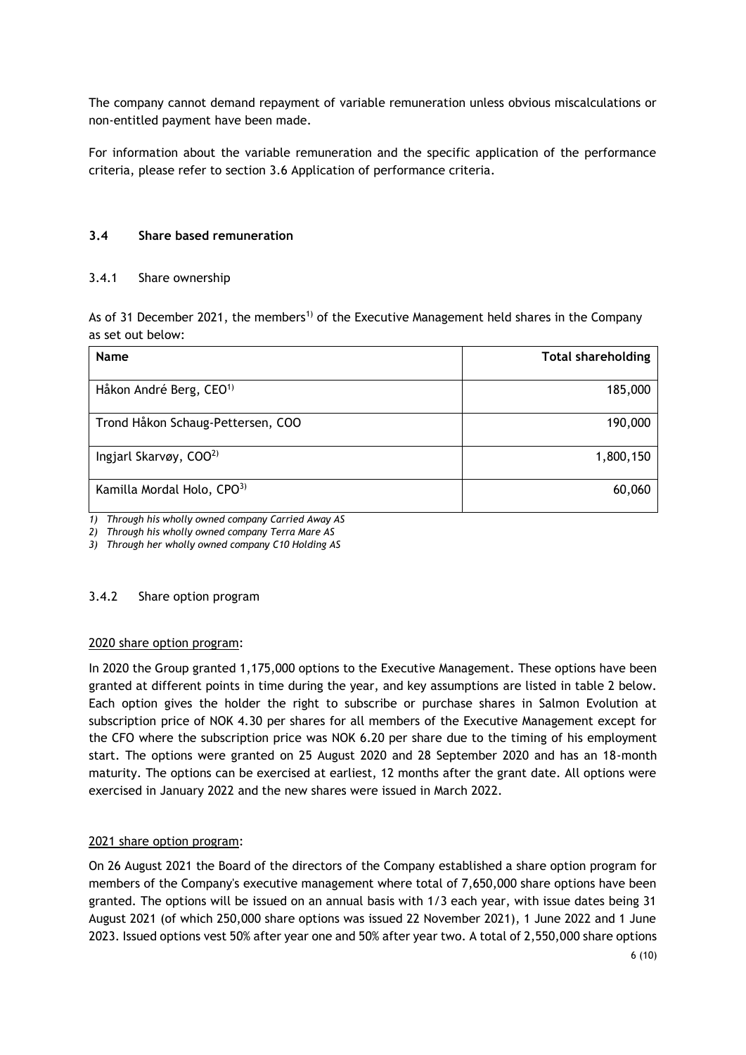The company cannot demand repayment of variable remuneration unless obvious miscalculations or non-entitled payment have been made.

For information about the variable remuneration and the specific application of the performance criteria, please refer to section 3.6 Application of performance criteria.

### 3.4 Share based remuneration

#### 3.4.1 Share ownership

As of 31 December 2021, the members[1)] of the Executive Management held shares in the Company as set out below:

| Name | Total shareholding |
|---|---|
| Håkon André Berg, CEO[1)] | 185,000 |
| Trond Håkon Schaug-Pettersen, COO | 190,000 |
| Ingjarl Skarvøy, COO[2)] | 1,800,150 |
| Kamilla Mordal Holo, CPO[3)] | 60,060 |

*1) Through his wholly owned company Carried Away AS*

*2) Through his wholly owned company Terra Mare AS*

*3) Through her wholly owned company C10 Holding AS*

#### 3.4.2 Share option program

2020 share option program:

In 2020 the Group granted 1,175,000 options to the Executive Management. These options have been granted at different points in time during the year, and key assumptions are listed in table 2 below. Each option gives the holder the right to subscribe or purchase shares in Salmon Evolution at subscription price of NOK 4.30 per shares for all members of the Executive Management except for the CFO where the subscription price was NOK 6.20 per share due to the timing of his employment start. The options were granted on 25 August 2020 and 28 September 2020 and has an 18-month maturity. The options can be exercised at earliest, 12 months after the grant date. All options were exercised in January 2022 and the new shares were issued in March 2022.

2021 share option program:

On 26 August 2021 the Board of the directors of the Company established a share option program for members of the Company's executive management where total of 7,650,000 share options have been granted. The options will be issued on an annual basis with 1/3 each year, with issue dates being 31 August 2021 (of which 250,000 share options was issued 22 November 2021), 1 June 2022 and 1 June 2023. Issued options vest 50% after year one and 50% after year two. A total of 2,550,000 share options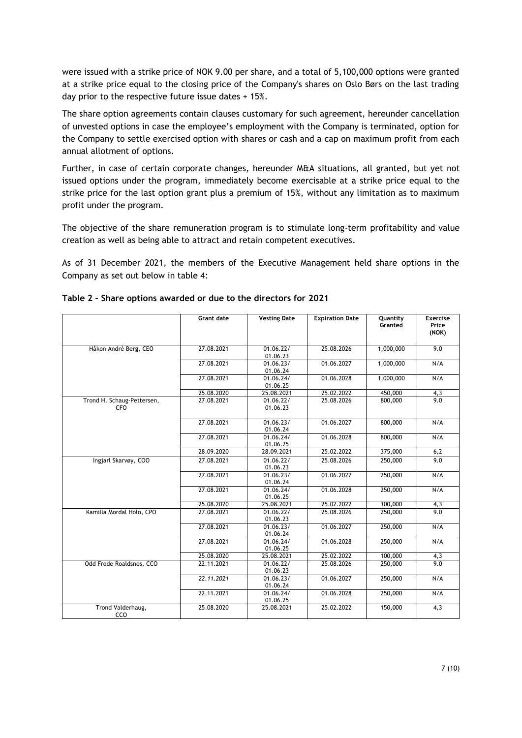were issued with a strike price of NOK 9.00 per share, and a total of 5,100,000 options were granted at a strike price equal to the closing price of the Company's shares on Oslo Børs on the last trading day prior to the respective future issue dates + 15%.

The share option agreements contain clauses customary for such agreement, hereunder cancellation of unvested options in case the employee's employment with the Company is terminated, option for the Company to settle exercised option with shares or cash and a cap on maximum profit from each annual allotment of options.

Further, in case of certain corporate changes, hereunder M&A situations, all granted, but yet not issued options under the program, immediately become exercisable at a strike price equal to the strike price for the last option grant plus a premium of 15%, without any limitation as to maximum profit under the program.

The objective of the share remuneration program is to stimulate long-term profitability and value creation as well as being able to attract and retain competent executives.

As of 31 December 2021, the members of the Executive Management held share options in the Company as set out below in table 4:

**Table 2 – Share options awarded or due to the directors for 2021**

| | Grant date | Vesting Date | Expiration Date | Quantity Granted | Exercise Price (NOK) |
|---|---|---|---|---|---|
| Håkon André Berg, CEO | 27.08.2021 | 01.06.22/ 01.06.23 | 25.08.2026 | 1,000,000 | 9.0 |
| | 27.08.2021 | 01.06.23/ 01.06.24 | 01.06.2027 | 1,000,000 | N/A |
| | 27.08.2021 | 01.06.24/ 01.06.25 | 01.06.2028 | 1,000,000 | N/A |
| | 25.08.2020 | 25.08.2021 | 25.02.2022 | 450,000 | 4,3 |
| Trond H. Schaug-Pettersen, CFO | 27.08.2021 | 01.06.22/ 01.06.23 | 25.08.2026 | 800,000 | 9.0 |
| | 27.08.2021 | 01.06.23/ 01.06.24 | 01.06.2027 | 800,000 | N/A |
| | 27.08.2021 | 01.06.24/ 01.06.25 | 01.06.2028 | 800,000 | N/A |
| | 28.09.2020 | 28.09.2021 | 25.02.2022 | 375,000 | 6,2 |
| Ingjarl Skarvøy, COO | 27.08.2021 | 01.06.22/ 01.06.23 | 25.08.2026 | 250,000 | 9.0 |
| | 27.08.2021 | 01.06.23/ 01.06.24 | 01.06.2027 | 250,000 | N/A |
| | 27.08.2021 | 01.06.24/ 01.06.25 | 01.06.2028 | 250,000 | N/A |
| | 25.08.2020 | 25.08.2021 | 25.02.2022 | 100,000 | 4,3 |
| Kamilla Mordal Holo, CPO | 27.08.2021 | 01.06.22/ 01.06.23 | 25.08.2026 | 250,000 | 9.0 |
| | 27.08.2021 | 01.06.23/ 01.06.24 | 01.06.2027 | 250,000 | N/A |
| | 27.08.2021 | 01.06.24/ 01.06.25 | 01.06.2028 | 250,000 | N/A |
| | 25.08.2020 | 25.08.2021 | 25.02.2022 | 100,000 | 4,3 |
| Odd Frode Roaldsnes, CCO | 22.11.2021 | 01.06.22/ 01.06.23 | 25.08.2026 | 250,000 | 9.0 |
| | *22.11.2021* | 01.06.23/ 01.06.24 | 01.06.2027 | 250,000 | N/A |
| | 22.11.2021 | 01.06.24/ 01.06.25 | 01.06.2028 | 250,000 | N/A |
| Trond Valderhaug, CCO | 25.08.2020 | 25.08.2021 | 25.02.2022 | 150,000 | 4,3 |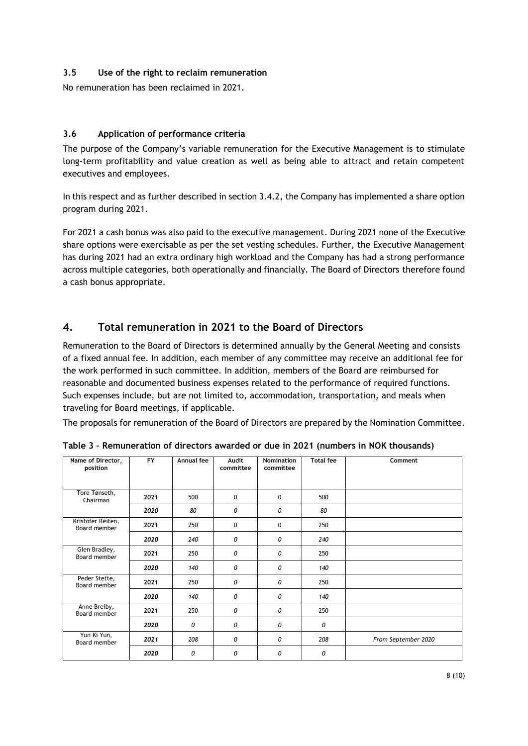### 3.5 Use of the right to reclaim remuneration

No remuneration has been reclaimed in 2021.

### 3.6 Application of performance criteria

The purpose of the Company's variable remuneration for the Executive Management is to stimulate long-term profitability and value creation as well as being able to attract and retain competent executives and employees.

In this respect and as further described in section 3.4.2, the Company has implemented a share option program during 2021.

For 2021 a cash bonus was also paid to the executive management. During 2021 none of the Executive share options were exercisable as per the set vesting schedules. Further, the Executive Management has during 2021 had an extra ordinary high workload and the Company has had a strong performance across multiple categories, both operationally and financially. The Board of Directors therefore found a cash bonus appropriate.

## 4. Total remuneration in 2021 to the Board of Directors

Remuneration to the Board of Directors is determined annually by the General Meeting and consists of a fixed annual fee. In addition, each member of any committee may receive an additional fee for the work performed in such committee. In addition, members of the Board are reimbursed for reasonable and documented business expenses related to the performance of required functions. Such expenses include, but are not limited to, accommodation, transportation, and meals when traveling for Board meetings, if applicable.

The proposals for remuneration of the Board of Directors are prepared by the Nomination Committee.

**Table 3 – Remuneration of directors awarded or due in 2021 (numbers in NOK thousands)**

| Name of Director, position | FY | Annual fee | Audit committee | Nomination committee | Total fee | Comment |
|---|---|---|---|---|---|---|
| Tore Tønseth, Chairman | 2021 | 500 | 0 | 0 | 500 | |
| | *2020* | *80* | *0* | *0* | *80* | |
| Kristofer Reiten, Board member | 2021 | 250 | 0 | 0 | 250 | |
| | *2020* | *240* | *0* | *0* | *240* | |
| Glen Bradley, Board member | 2021 | 250 | *0* | *0* | 250 | |
| | *2020* | *140* | *0* | *0* | *140* | |
| Peder Stette, Board member | 2021 | 250 | *0* | *0* | 250 | |
| | *2020* | *140* | *0* | *0* | *140* | |
| Anne Breiby, Board member | 2021 | 250 | *0* | *0* | 250 | |
| | *2020* | *0* | *0* | *0* | *0* | |
| Yun Ki Yun, Board member | *2021* | *208* | *0* | *0* | *208* | *From September 2020* |
| | *2020* | *0* | *0* | *0* | *0* | |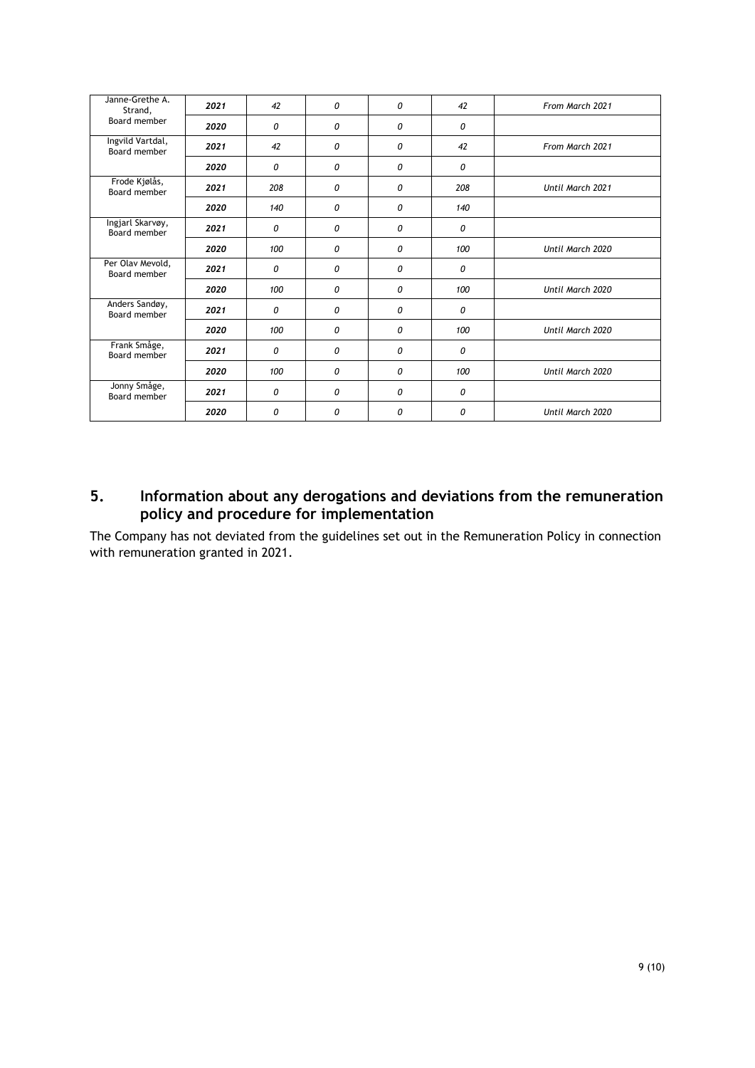| Janne-Grethe A. Strand, Board member | 2021 | 42 | 0 | 0 | 42 | From March 2021 |
|---|---|---|---|---|---|---|
| | 2020 | 0 | 0 | 0 | 0 | |
| Ingvild Vartdal, Board member | 2021 | 42 | 0 | 0 | 42 | From March 2021 |
| | 2020 | 0 | 0 | 0 | 0 | |
| Frode Kjølås, Board member | 2021 | 208 | 0 | 0 | 208 | Until March 2021 |
| | 2020 | 140 | 0 | 0 | 140 | |
| Ingjarl Skarvøy, Board member | 2021 | 0 | 0 | 0 | 0 | |
| | 2020 | 100 | 0 | 0 | 100 | Until March 2020 |
| Per Olav Mevold, Board member | 2021 | 0 | 0 | 0 | 0 | |
| | 2020 | 100 | 0 | 0 | 100 | Until March 2020 |
| Anders Sandøy, Board member | 2021 | 0 | 0 | 0 | 0 | |
| | 2020 | 100 | 0 | 0 | 100 | Until March 2020 |
| Frank Småge, Board member | 2021 | 0 | 0 | 0 | 0 | |
| | 2020 | 100 | 0 | 0 | 100 | Until March 2020 |
| Jonny Småge, Board member | 2021 | 0 | 0 | 0 | 0 | |
| | 2020 | 0 | 0 | 0 | 0 | Until March 2020 |

## 5. Information about any derogations and deviations from the remuneration policy and procedure for implementation

The Company has not deviated from the guidelines set out in the Remuneration Policy in connection with remuneration granted in 2021.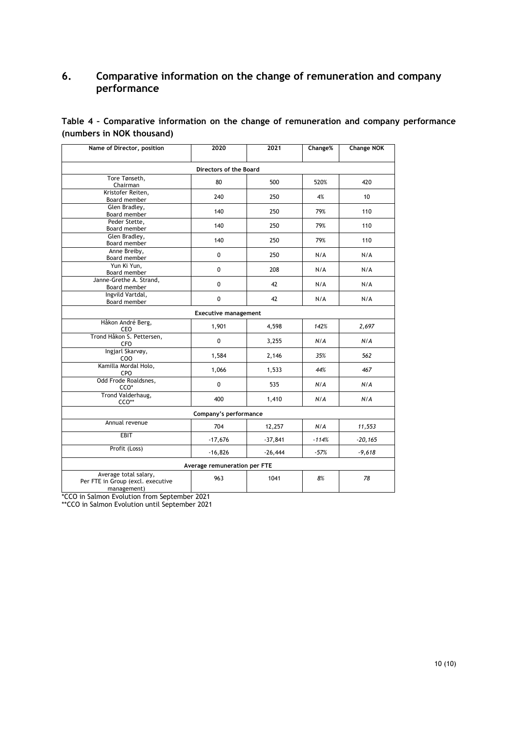## 6. Comparative information on the change of remuneration and company performance

**Table 4 – Comparative information on the change of remuneration and company performance (numbers in NOK thousand)**

| Name of Director, position | 2020 | 2021 | Change% | Change NOK |
|---|---|---|---|---|
| **Directors of the Board** | | | | |
| Tore Tønseth, Chairman | 80 | 500 | 520% | 420 |
| Kristofer Reiten, Board member | 240 | 250 | 4% | 10 |
| Glen Bradley, Board member | 140 | 250 | 79% | 110 |
| Peder Stette, Board member | 140 | 250 | 79% | 110 |
| Glen Bradley, Board member | 140 | 250 | 79% | 110 |
| Anne Breiby, Board member | 0 | 250 | N/A | N/A |
| Yun Ki Yun, Board member | 0 | 208 | N/A | N/A |
| Janne-Grethe A. Strand, Board member | 0 | 42 | N/A | N/A |
| Ingvild Vartdal, Board member | 0 | 42 | N/A | N/A |
| **Executive management** | | | | |
| Håkon André Berg, CEO | 1,901 | 4,598 | *142%* | *2,697* |
| Trond Håkon S. Pettersen, CFO | 0 | 3,255 | *N/A* | *N/A* |
| Ingjarl Skarvøy, COO | 1,584 | 2,146 | *35%* | *562* |
| Kamilla Mordal Holo, CPO | 1,066 | 1,533 | *44%* | *467* |
| Odd Frode Roaldsnes, CCO* | 0 | 535 | *N/A* | *N/A* |
| Trond Valderhaug, CCO** | 400 | 1,410 | *N/A* | *N/A* |
| **Company's performance** | | | | |
| Annual revenue | 704 | 12,257 | *N/A* | *11,553* |
| EBIT | -17,676 | -37,841 | *-114%* | *-20,165* |
| Profit (Loss) | -16,826 | -26,444 | *-57%* | *-9,618* |
| **Average remuneration per FTE** | | | | |
| Average total salary, Per FTE in Group (excl. executive management) | 963 | 1041 | *8%* | *78* |

*CCO in Salmon Evolution from September 2021

**CCO in Salmon Evolution until September 2021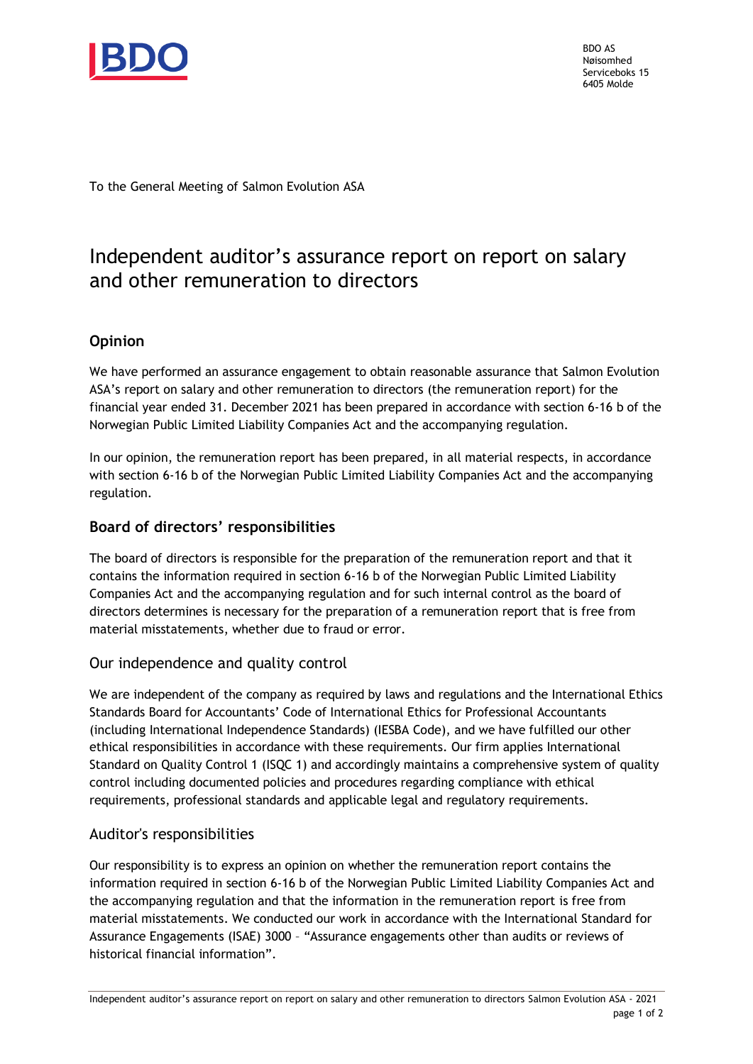BDO AS
Nøisomhed
Serviceboks 15
6405 Molde

To the General Meeting of Salmon Evolution ASA

# Independent auditor's assurance report on report on salary and other remuneration to directors

## Opinion

We have performed an assurance engagement to obtain reasonable assurance that Salmon Evolution ASA's report on salary and other remuneration to directors (the remuneration report) for the financial year ended 31. December 2021 has been prepared in accordance with section 6-16 b of the Norwegian Public Limited Liability Companies Act and the accompanying regulation.

In our opinion, the remuneration report has been prepared, in all material respects, in accordance with section 6-16 b of the Norwegian Public Limited Liability Companies Act and the accompanying regulation.

## Board of directors' responsibilities

The board of directors is responsible for the preparation of the remuneration report and that it contains the information required in section 6-16 b of the Norwegian Public Limited Liability Companies Act and the accompanying regulation and for such internal control as the board of directors determines is necessary for the preparation of a remuneration report that is free from material misstatements, whether due to fraud or error.

## Our independence and quality control

We are independent of the company as required by laws and regulations and the International Ethics Standards Board for Accountants' Code of International Ethics for Professional Accountants (including International Independence Standards) (IESBA Code), and we have fulfilled our other ethical responsibilities in accordance with these requirements. Our firm applies International Standard on Quality Control 1 (ISQC 1) and accordingly maintains a comprehensive system of quality control including documented policies and procedures regarding compliance with ethical requirements, professional standards and applicable legal and regulatory requirements.

## Auditor's responsibilities

Our responsibility is to express an opinion on whether the remuneration report contains the information required in section 6-16 b of the Norwegian Public Limited Liability Companies Act and the accompanying regulation and that the information in the remuneration report is free from material misstatements. We conducted our work in accordance with the International Standard for Assurance Engagements (ISAE) 3000 – "Assurance engagements other than audits or reviews of historical financial information".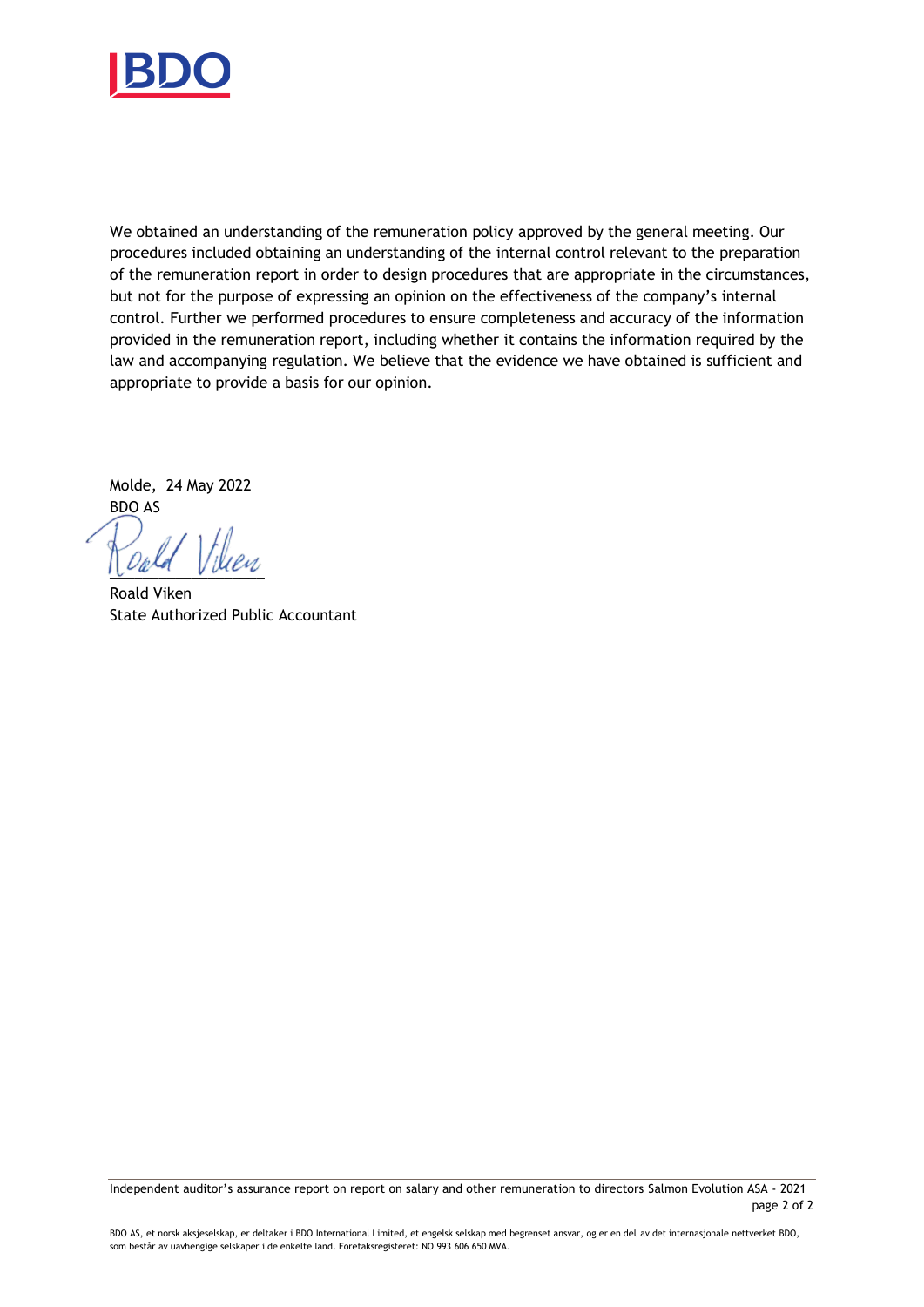We obtained an understanding of the remuneration policy approved by the general meeting. Our procedures included obtaining an understanding of the internal control relevant to the preparation of the remuneration report in order to design procedures that are appropriate in the circumstances, but not for the purpose of expressing an opinion on the effectiveness of the company's internal control. Further we performed procedures to ensure completeness and accuracy of the information provided in the remuneration report, including whether it contains the information required by the law and accompanying regulation. We believe that the evidence we have obtained is sufficient and appropriate to provide a basis for our opinion.

Molde, 24 May 2022
BDO AS

Roald Viken
State Authorized Public Accountant

BDO AS, et norsk aksjeselskap, er deltaker i BDO International Limited, et engelsk selskap med begrenset ansvar, og er en del av det internasjonale nettverket BDO, som består av uavhengige selskaper i de enkelte land. Foretaksregisteret: NO 993 606 650 MVA.